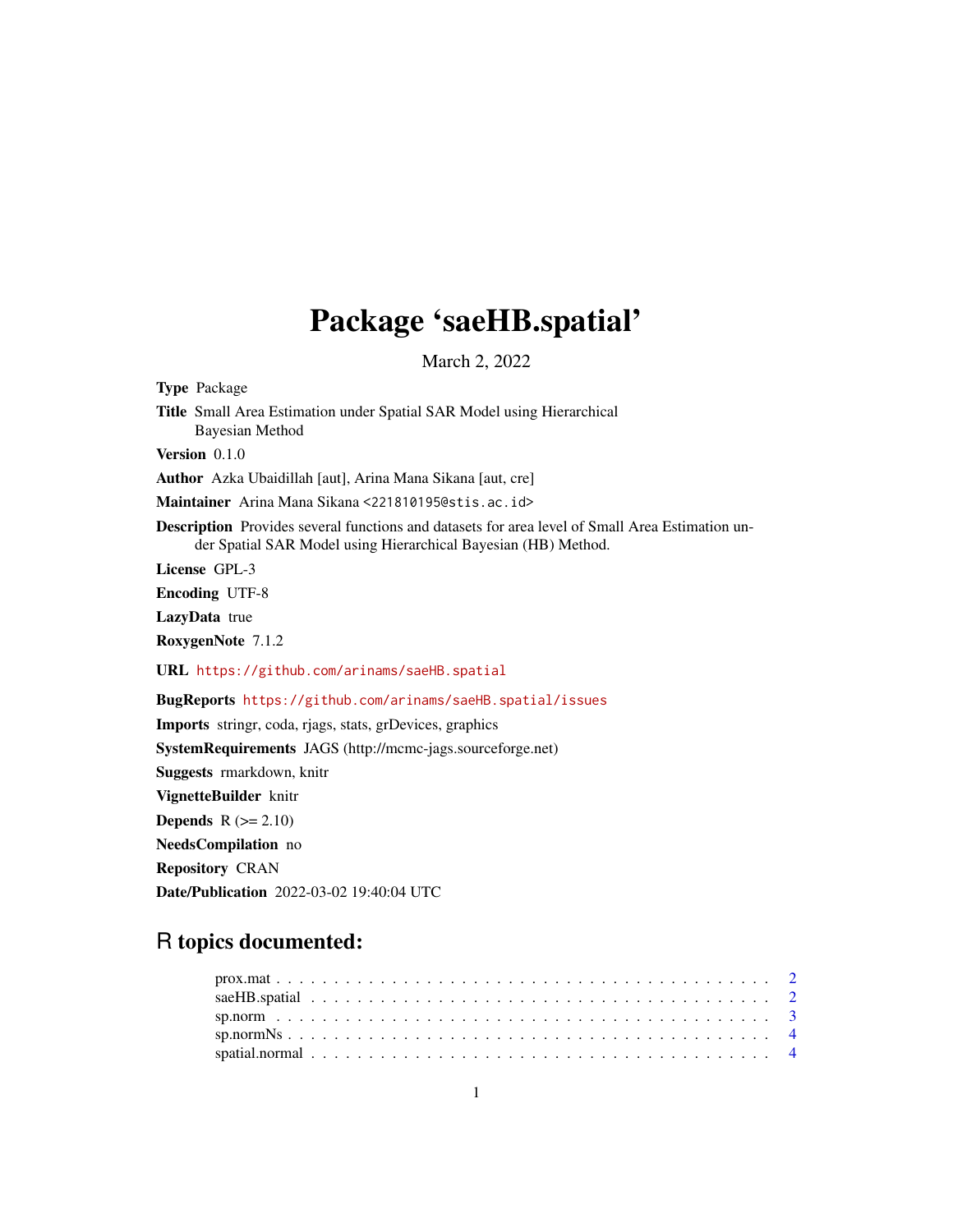# Package 'saeHB.spatial'

March 2, 2022

**Type** Package

**Title** Small Area Estimation under Spatial SAR Model using Hierarchical Bayesian Method

**Version** 0.1.0

**Author** Azka Ubaidillah [aut], Arina Mana Sikana [aut, cre]

**Maintainer** Arina Mana Sikana <221810195@stis.ac.id>

**Description** Provides several functions and datasets for area level of Small Area Estimation under Spatial SAR Model using Hierarchical Bayesian (HB) Method.

**License** GPL-3

**Encoding** UTF-8

**LazyData** true

**RoxygenNote** 7.1.2

**URL** https://github.com/arinams/saeHB.spatial

**BugReports** https://github.com/arinams/saeHB.spatial/issues

**Imports** stringr, coda, rjags, stats, grDevices, graphics

**SystemRequirements** JAGS (http://mcmc-jags.sourceforge.net)

**Suggests** rmarkdown, knitr

**VignetteBuilder** knitr

**Depends** R (>= 2.10)

**NeedsCompilation** no

**Repository** CRAN

**Date/Publication** 2022-03-02 19:40:04 UTC

## R topics documented:

- prox.mat . . . . . . . . . . . . . . . . . . . . . . . . . . . . . . . . . . . . . . . . 2
- saeHB.spatial . . . . . . . . . . . . . . . . . . . . . . . . . . . . . . . . . . . . . . 2
- sp.norm . . . . . . . . . . . . . . . . . . . . . . . . . . . . . . . . . . . . . . . . . 3
- sp.normNs . . . . . . . . . . . . . . . . . . . . . . . . . . . . . . . . . . . . . . . 4
- spatial.normal . . . . . . . . . . . . . . . . . . . . . . . . . . . . . . . . . . . . . . 4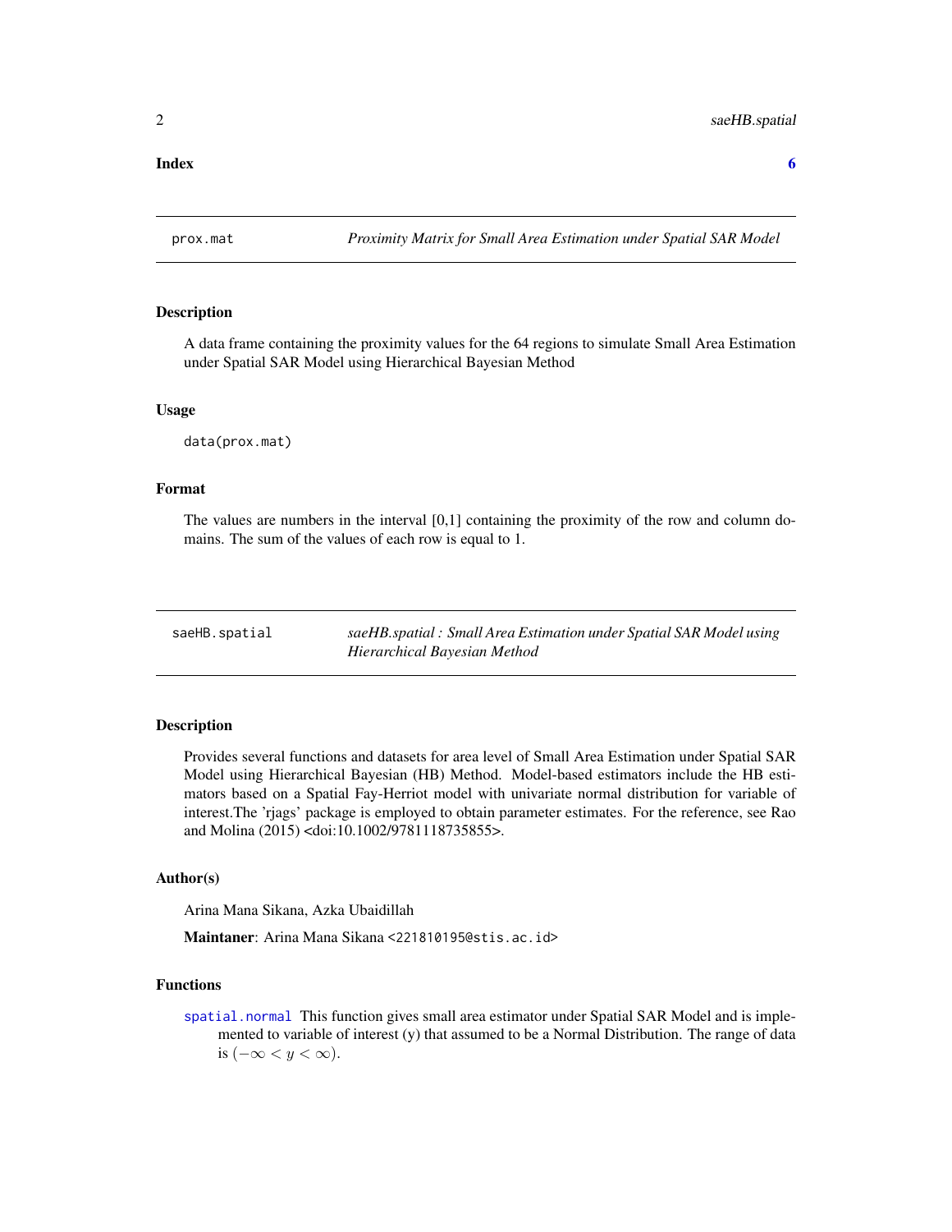**Index** **6**

## prox.mat — *Proximity Matrix for Small Area Estimation under Spatial SAR Model*

### Description

A data frame containing the proximity values for the 64 regions to simulate Small Area Estimation under Spatial SAR Model using Hierarchical Bayesian Method

### Usage

```
data(prox.mat)
```

### Format

The values are numbers in the interval [0,1] containing the proximity of the row and column domains. The sum of the values of each row is equal to 1.

## saeHB.spatial — *saeHB.spatial : Small Area Estimation under Spatial SAR Model using Hierarchical Bayesian Method*

### Description

Provides several functions and datasets for area level of Small Area Estimation under Spatial SAR Model using Hierarchical Bayesian (HB) Method. Model-based estimators include the HB estimators based on a Spatial Fay-Herriot model with univariate normal distribution for variable of interest.The 'rjags' package is employed to obtain parameter estimates. For the reference, see Rao and Molina (2015) <doi:10.1002/9781118735855>.

### Author(s)

Arina Mana Sikana, Azka Ubaidillah

**Maintaner**: Arina Mana Sikana <221810195@stis.ac.id>

### Functions

`spatial.normal` This function gives small area estimator under Spatial SAR Model and is implemented to variable of interest (y) that assumed to be a Normal Distribution. The range of data is $(-\infty < y < \infty)$.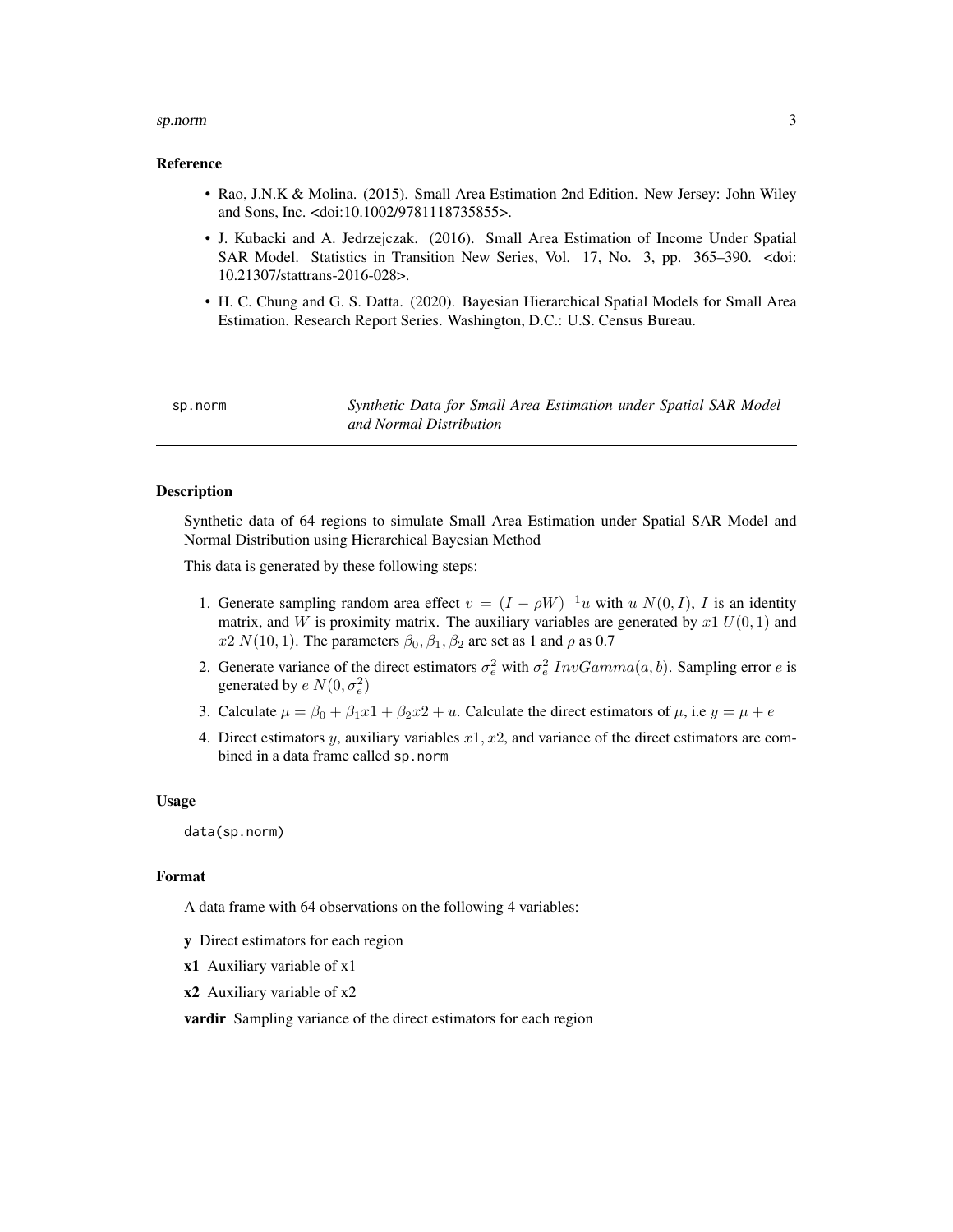### Reference

- Rao, J.N.K & Molina. (2015). Small Area Estimation 2nd Edition. New Jersey: John Wiley and Sons, Inc. <doi:10.1002/9781118735855>.
- J. Kubacki and A. Jedrzejczak. (2016). Small Area Estimation of Income Under Spatial SAR Model. Statistics in Transition New Series, Vol. 17, No. 3, pp. 365–390. <doi: 10.21307/stattrans-2016-028>.
- H. C. Chung and G. S. Datta. (2020). Bayesian Hierarchical Spatial Models for Small Area Estimation. Research Report Series. Washington, D.C.: U.S. Census Bureau.

---

## sp.norm — *Synthetic Data for Small Area Estimation under Spatial SAR Model and Normal Distribution*

---

### Description

Synthetic data of 64 regions to simulate Small Area Estimation under Spatial SAR Model and Normal Distribution using Hierarchical Bayesian Method

This data is generated by these following steps:

1. Generate sampling random area effect $v = (I - \rho W)^{-1}u$ with $u$ $N(0, I)$, $I$ is an identity matrix, and $W$ is proximity matrix. The auxiliary variables are generated by $x1$ $U(0, 1)$ and $x2$ $N(10, 1)$. The parameters $\beta_0, \beta_1, \beta_2$ are set as 1 and $\rho$ as 0.7
2. Generate variance of the direct estimators $\sigma_e^2$ with $\sigma_e^2$ $InvGamma(a, b)$. Sampling error $e$ is generated by $e$ $N(0, \sigma_e^2)$
3. Calculate $\mu = \beta_0 + \beta_1 x1 + \beta_2 x2 + u$. Calculate the direct estimators of $\mu$, i.e $y = \mu + e$
4. Direct estimators $y$, auxiliary variables $x1, x2$, and variance of the direct estimators are combined in a data frame called sp.norm

### Usage

```
data(sp.norm)
```

### Format

A data frame with 64 observations on the following 4 variables:

**y** Direct estimators for each region

**x1** Auxiliary variable of x1

**x2** Auxiliary variable of x2

**vardir** Sampling variance of the direct estimators for each region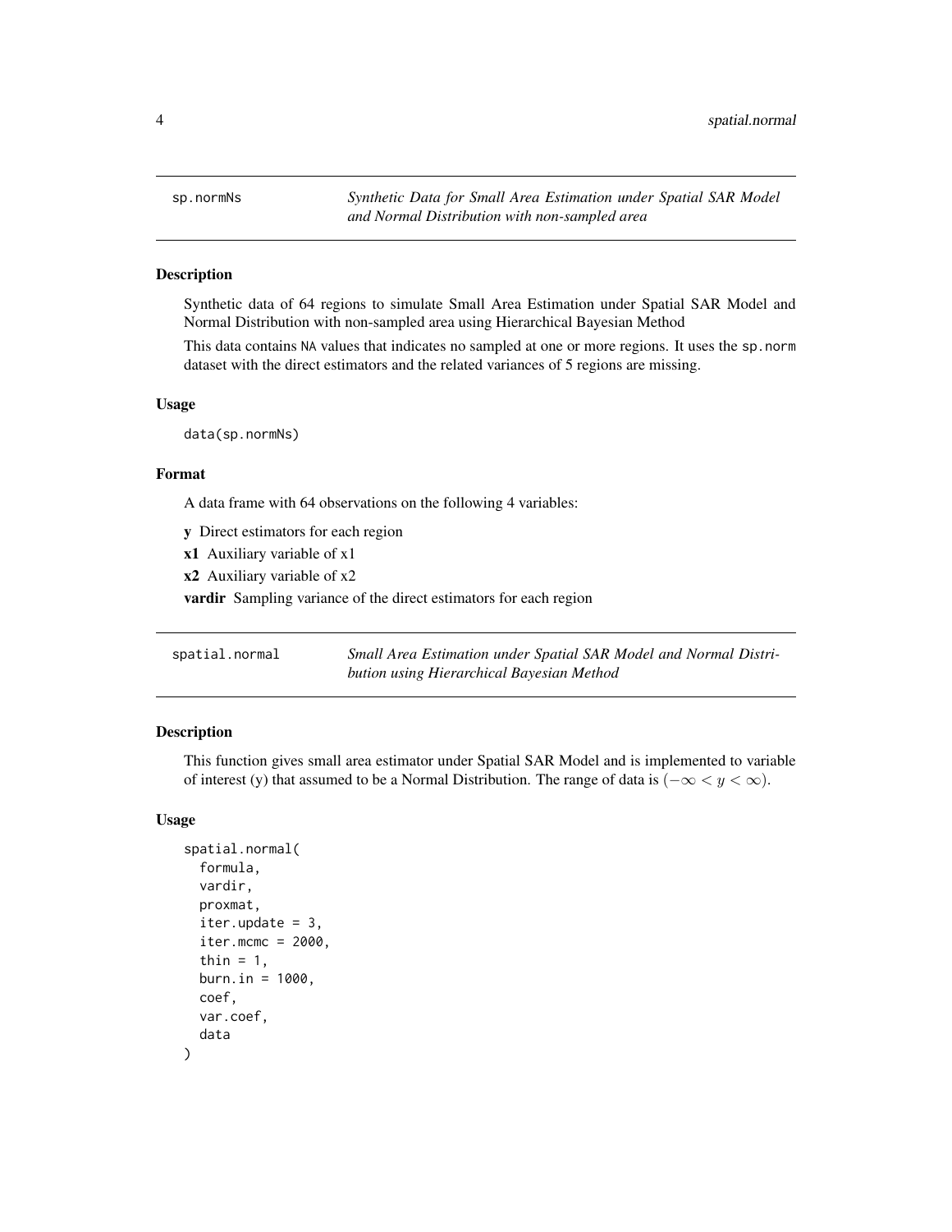## sp.normNs

*Synthetic Data for Small Area Estimation under Spatial SAR Model and Normal Distribution with non-sampled area*

### Description

Synthetic data of 64 regions to simulate Small Area Estimation under Spatial SAR Model and Normal Distribution with non-sampled area using Hierarchical Bayesian Method

This data contains NA values that indicates no sampled at one or more regions. It uses the sp.norm dataset with the direct estimators and the related variances of 5 regions are missing.

### Usage

```
data(sp.normNs)
```

### Format

A data frame with 64 observations on the following 4 variables:

**y** Direct estimators for each region

**x1** Auxiliary variable of x1

**x2** Auxiliary variable of x2

**vardir** Sampling variance of the direct estimators for each region

## spatial.normal

*Small Area Estimation under Spatial SAR Model and Normal Distribution using Hierarchical Bayesian Method*

### Description

This function gives small area estimator under Spatial SAR Model and is implemented to variable of interest (y) that assumed to be a Normal Distribution. The range of data is $(-\infty < y < \infty)$.

### Usage

```
spatial.normal(
  formula,
  vardir,
  proxmat,
  iter.update = 3,
  iter.mcmc = 2000,
  thin = 1,
  burn.in = 1000,
  coef,
  var.coef,
  data
)
```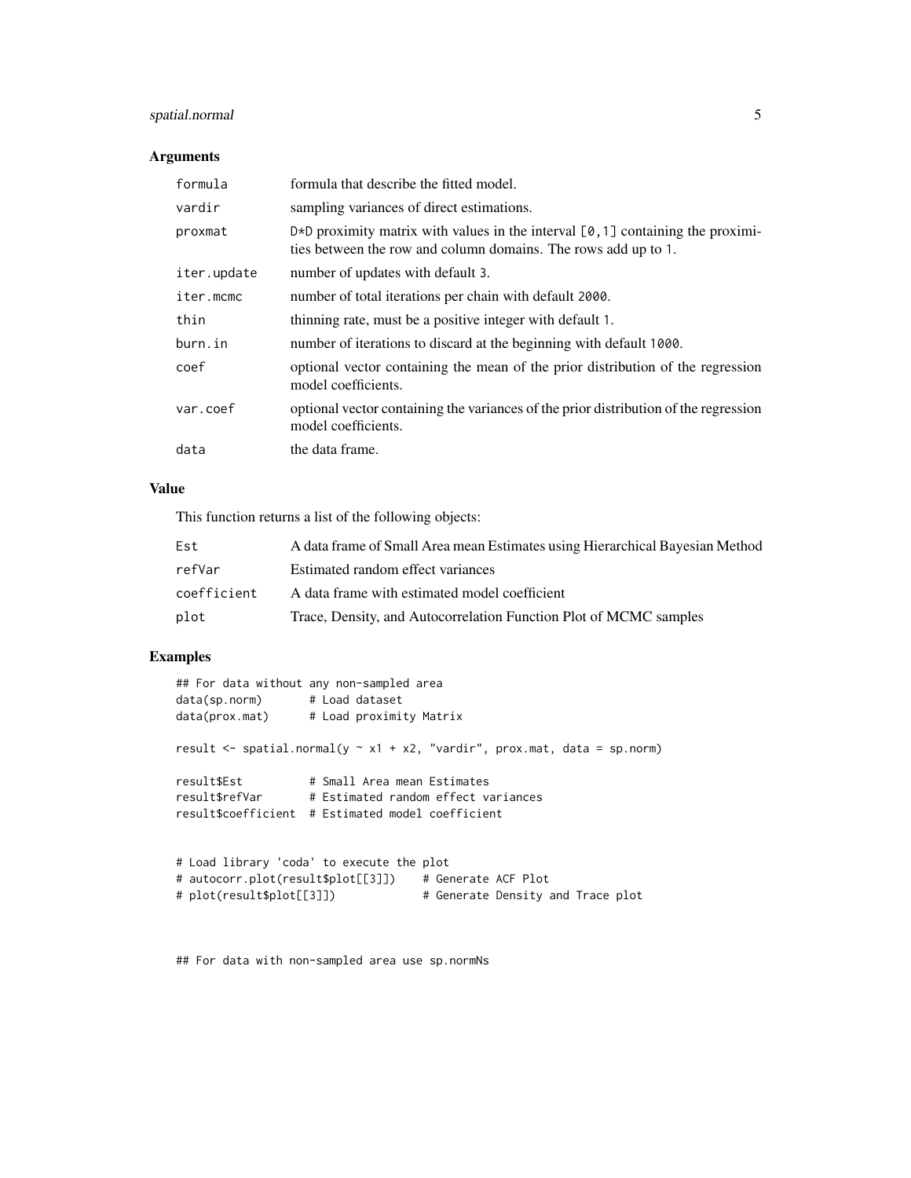### Arguments

| | |
|---|---|
| formula | formula that describe the fitted model. |
| vardir | sampling variances of direct estimations. |
| proxmat | D*D proximity matrix with values in the interval [0,1] containing the proximities between the row and column domains. The rows add up to 1. |
| iter.update | number of updates with default 3. |
| iter.mcmc | number of total iterations per chain with default 2000. |
| thin | thinning rate, must be a positive integer with default 1. |
| burn.in | number of iterations to discard at the beginning with default 1000. |
| coef | optional vector containing the mean of the prior distribution of the regression model coefficients. |
| var.coef | optional vector containing the variances of the prior distribution of the regression model coefficients. |
| data | the data frame. |

### Value

This function returns a list of the following objects:

| | |
|---|---|
| Est | A data frame of Small Area mean Estimates using Hierarchical Bayesian Method |
| refVar | Estimated random effect variances |
| coefficient | A data frame with estimated model coefficient |
| plot | Trace, Density, and Autocorrelation Function Plot of MCMC samples |

### Examples

```
## For data without any non-sampled area
data(sp.norm)       # Load dataset
data(prox.mat)      # Load proximity Matrix

result <- spatial.normal(y ~ x1 + x2, "vardir", prox.mat, data = sp.norm)

result$Est          # Small Area mean Estimates
result$refVar       # Estimated random effect variances
result$coefficient  # Estimated model coefficient


# Load library 'coda' to execute the plot
# autocorr.plot(result$plot[[3]])    # Generate ACF Plot
# plot(result$plot[[3]])             # Generate Density and Trace plot


## For data with non-sampled area use sp.normNs
```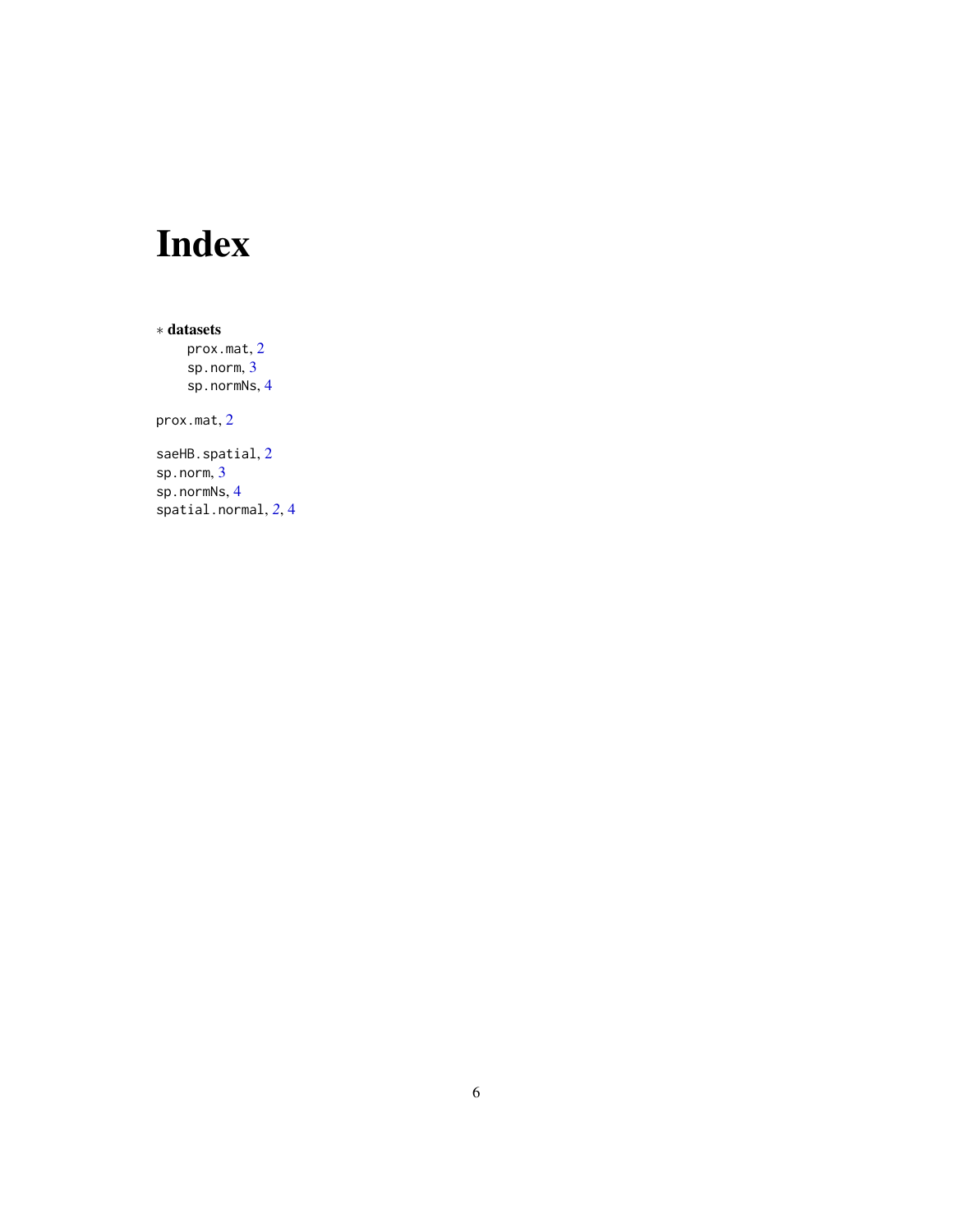# Index

∗ **datasets**

    prox.mat, 2
    sp.norm, 3
    sp.normNs, 4

prox.mat, 2

saeHB.spatial, 2
sp.norm, 3
sp.normNs, 4
spatial.normal, *2*, 4